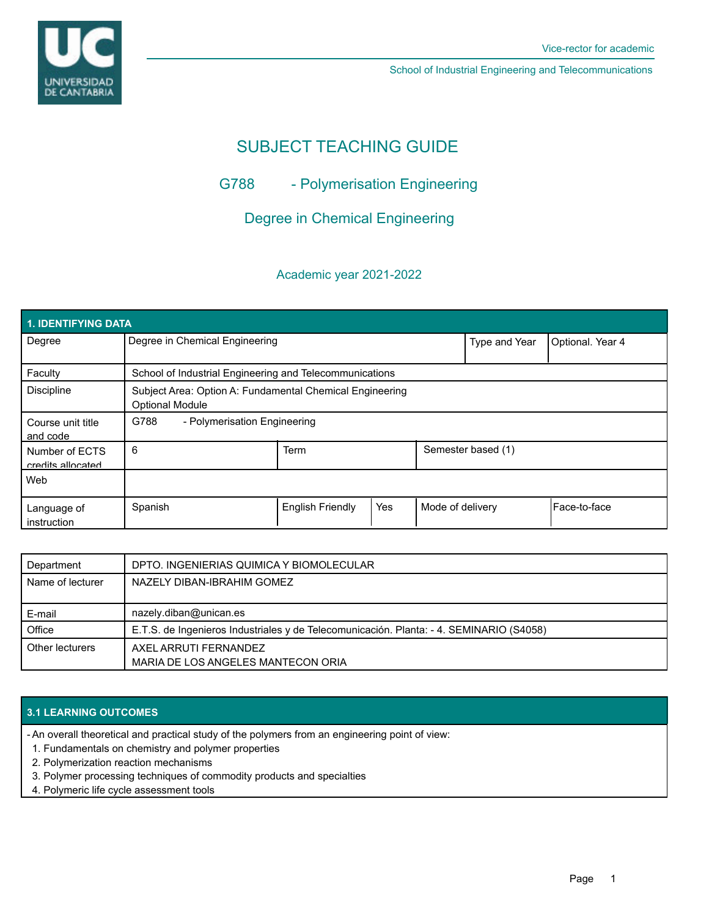Vice-rector for academic

School of Industrial Engineering and Telecommunications

# SUBJECT TEACHING GUIDE

## G788 - Polymerisation Engineering

## Degree in Chemical Engineering

Academic year 2021-2022

| 1. IDENTIFYING DATA | | | | | |
|---|---|---|---|---|---|
| Degree | Degree in Chemical Engineering | | | Type and Year | Optional. Year 4 |
| Faculty | School of Industrial Engineering and Telecommunications | | | | |
| Discipline | Subject Area: Option A: Fundamental Chemical Engineering<br>Optional Module | | | | |
| Course unit title and code | G788 - Polymerisation Engineering | | | | |
| Number of ECTS credits allocated | 6 | Term | | Semester based (1) | |
| Web | | | | | |
| Language of instruction | Spanish | English Friendly | Yes | Mode of delivery | Face-to-face |

| | |
|---|---|
| Department | DPTO. INGENIERIAS QUIMICA Y BIOMOLECULAR |
| Name of lecturer | NAZELY DIBAN-IBRAHIM GOMEZ |
| E-mail | nazely.diban@unican.es |
| Office | E.T.S. de Ingenieros Industriales y de Telecomunicación. Planta: - 4. SEMINARIO (S4058) |
| Other lecturers | AXEL ARRUTI FERNANDEZ<br>MARIA DE LOS ANGELES MANTECON ORIA |

## 3.1 LEARNING OUTCOMES

- An overall theoretical and practical study of the polymers from an engineering point of view:
  1. Fundamentals on chemistry and polymer properties
  2. Polymerization reaction mechanisms
  3. Polymer processing techniques of commodity products and specialties
  4. Polymeric life cycle assessment tools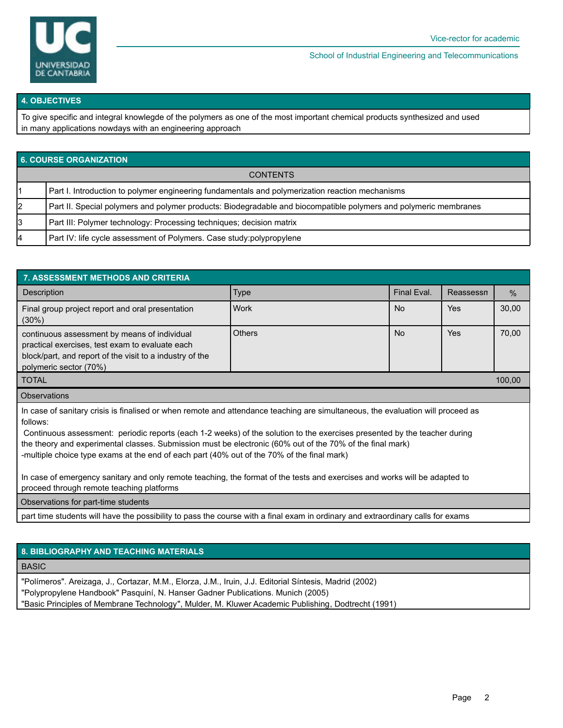## 4. OBJECTIVES

To give specific and integral knowlegde of the polymers as one of the most important chemical products synthesized and used in many applications nowdays with an engineering approach

## 6. COURSE ORGANIZATION

| CONTENTS | |
|---|---|
| 1 | Part I. Introduction to polymer engineering fundamentals and polymerization reaction mechanisms |
| 2 | Part II. Special polymers and polymer products: Biodegradable and biocompatible polymers and polymeric membranes |
| 3 | Part III: Polymer technology: Processing techniques; decision matrix |
| 4 | Part IV: life cycle assessment of Polymers. Case study:polypropylene |

## 7. ASSESSMENT METHODS AND CRITERIA

| Description | Type | Final Eval. | Reassessn | % |
|---|---|---|---|---|
| Final group project report and oral presentation (30%) | Work | No | Yes | 30,00 |
| continuous assessment by means of individual practical exercises, test exam to evaluate each block/part, and report of the visit to a industry of the polymeric sector (70%) | Others | No | Yes | 70,00 |
| TOTAL | | | | 100,00 |

**Observations**

In case of sanitary crisis is finalised or when remote and attendance teaching are simultaneous, the evaluation will proceed as follows:

Continuous assessment: periodic reports (each 1-2 weeks) of the solution to the exercises presented by the teacher during the theory and experimental classes. Submission must be electronic (60% out of the 70% of the final mark)

-multiple choice type exams at the end of each part (40% out of the 70% of the final mark)

In case of emergency sanitary and only remote teaching, the format of the tests and exercises and works will be adapted to proceed through remote teaching platforms

**Observations for part-time students**

part time students will have the possibility to pass the course with a final exam in ordinary and extraordinary calls for exams

## 8. BIBLIOGRAPHY AND TEACHING MATERIALS

**BASIC**

"Polímeros". Areizaga, J., Cortazar, M.M., Elorza, J.M., Iruin, J.J. Editorial Síntesis, Madrid (2002)

"Polypropylene Handbook" Pasquiní, N. Hanser Gadner Publications. Munich (2005)

"Basic Principles of Membrane Technology", Mulder, M. Kluwer Academic Publishing, Dodtrecht (1991)